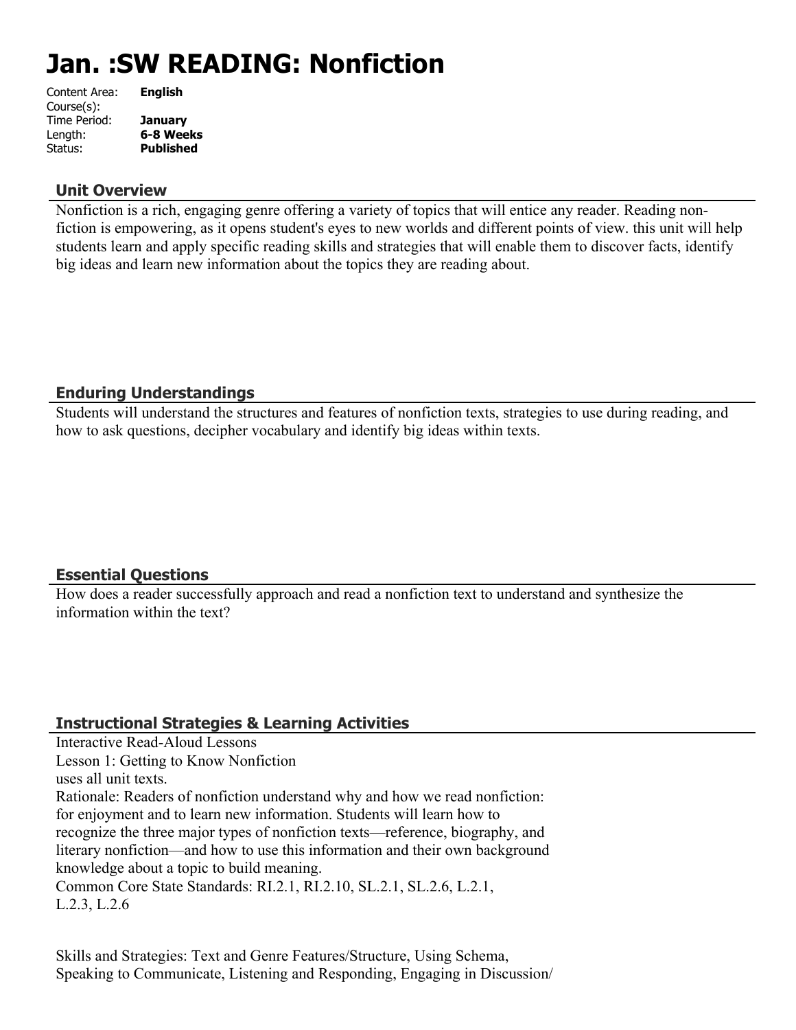# Jan. :SW READING: Nonfiction

| | |
|---|---|
| Content Area: | **English** |
| Course(s): | |
| Time Period: | **January** |
| Length: | **6-8 Weeks** |
| Status: | **Published** |

## Unit Overview

Nonfiction is a rich, engaging genre offering a variety of topics that will entice any reader. Reading non-fiction is empowering, as it opens student's eyes to new worlds and different points of view. this unit will help students learn and apply specific reading skills and strategies that will enable them to discover facts, identify big ideas and learn new information about the topics they are reading about.

## Enduring Understandings

Students will understand the structures and features of nonfiction texts, strategies to use during reading, and how to ask questions, decipher vocabulary and identify big ideas within texts.

## Essential Questions

How does a reader successfully approach and read a nonfiction text to understand and synthesize the information within the text?

## Instructional Strategies & Learning Activities

Interactive Read-Aloud Lessons
Lesson 1: Getting to Know Nonfiction
uses all unit texts.
Rationale: Readers of nonfiction understand why and how we read nonfiction: for enjoyment and to learn new information. Students will learn how to recognize the three major types of nonfiction texts—reference, biography, and literary nonfiction—and how to use this information and their own background knowledge about a topic to build meaning.
Common Core State Standards: RI.2.1, RI.2.10, SL.2.1, SL.2.6, L.2.1, L.2.3, L.2.6

Skills and Strategies: Text and Genre Features/Structure, Using Schema, Speaking to Communicate, Listening and Responding, Engaging in Discussion/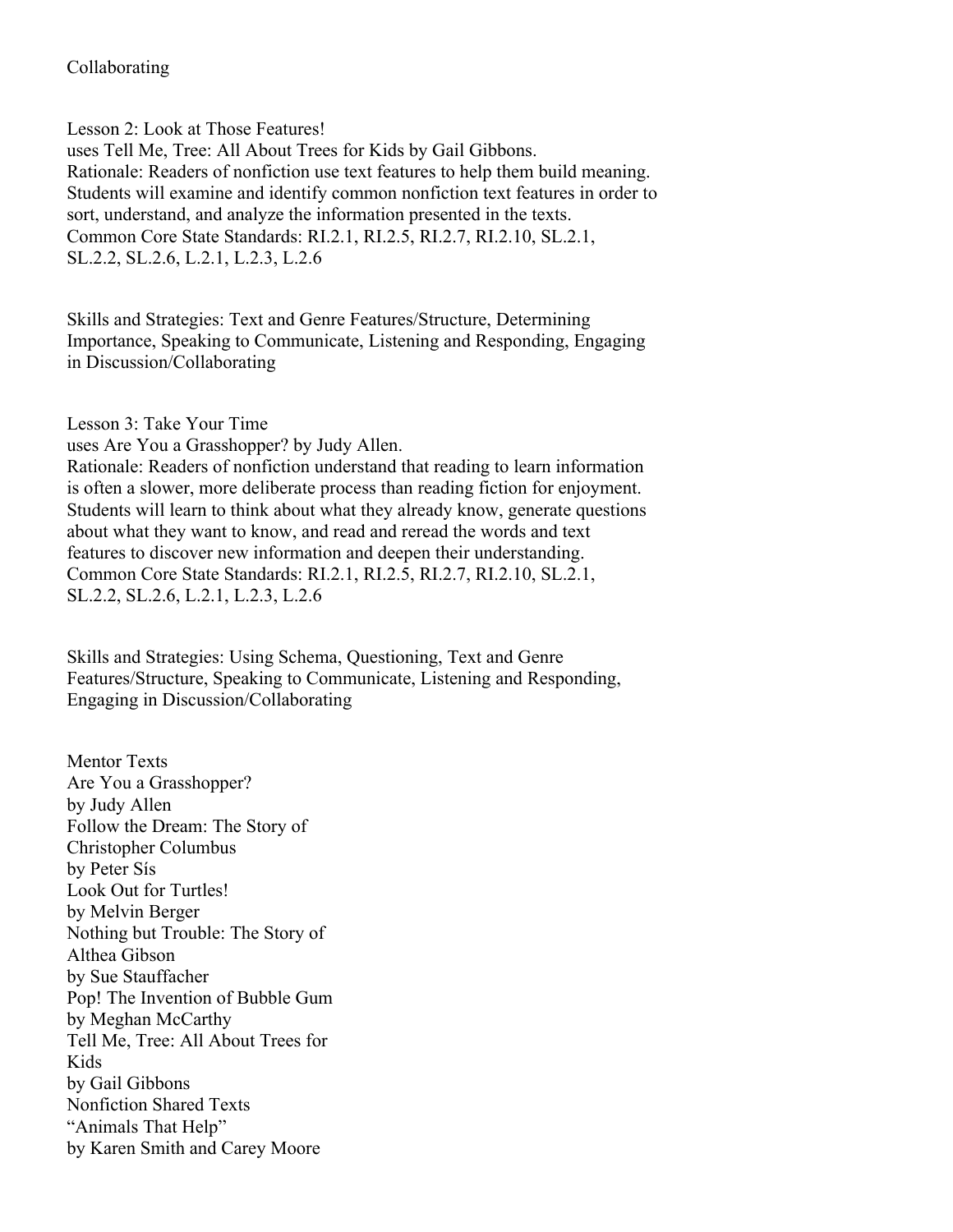Collaborating

Lesson 2: Look at Those Features!
uses Tell Me, Tree: All About Trees for Kids by Gail Gibbons.
Rationale: Readers of nonfiction use text features to help them build meaning. Students will examine and identify common nonfiction text features in order to sort, understand, and analyze the information presented in the texts.
Common Core State Standards: RI.2.1, RI.2.5, RI.2.7, RI.2.10, SL.2.1, SL.2.2, SL.2.6, L.2.1, L.2.3, L.2.6

Skills and Strategies: Text and Genre Features/Structure, Determining Importance, Speaking to Communicate, Listening and Responding, Engaging in Discussion/Collaborating

Lesson 3: Take Your Time
uses Are You a Grasshopper? by Judy Allen.
Rationale: Readers of nonfiction understand that reading to learn information is often a slower, more deliberate process than reading fiction for enjoyment. Students will learn to think about what they already know, generate questions about what they want to know, and read and reread the words and text features to discover new information and deepen their understanding.
Common Core State Standards: RI.2.1, RI.2.5, RI.2.7, RI.2.10, SL.2.1, SL.2.2, SL.2.6, L.2.1, L.2.3, L.2.6

Skills and Strategies: Using Schema, Questioning, Text and Genre Features/Structure, Speaking to Communicate, Listening and Responding, Engaging in Discussion/Collaborating

Mentor Texts
Are You a Grasshopper?
by Judy Allen
Follow the Dream: The Story of Christopher Columbus
by Peter Sís
Look Out for Turtles!
by Melvin Berger
Nothing but Trouble: The Story of Althea Gibson
by Sue Stauffacher
Pop! The Invention of Bubble Gum
by Meghan McCarthy
Tell Me, Tree: All About Trees for Kids
by Gail Gibbons
Nonfiction Shared Texts
"Animals That Help"
by Karen Smith and Carey Moore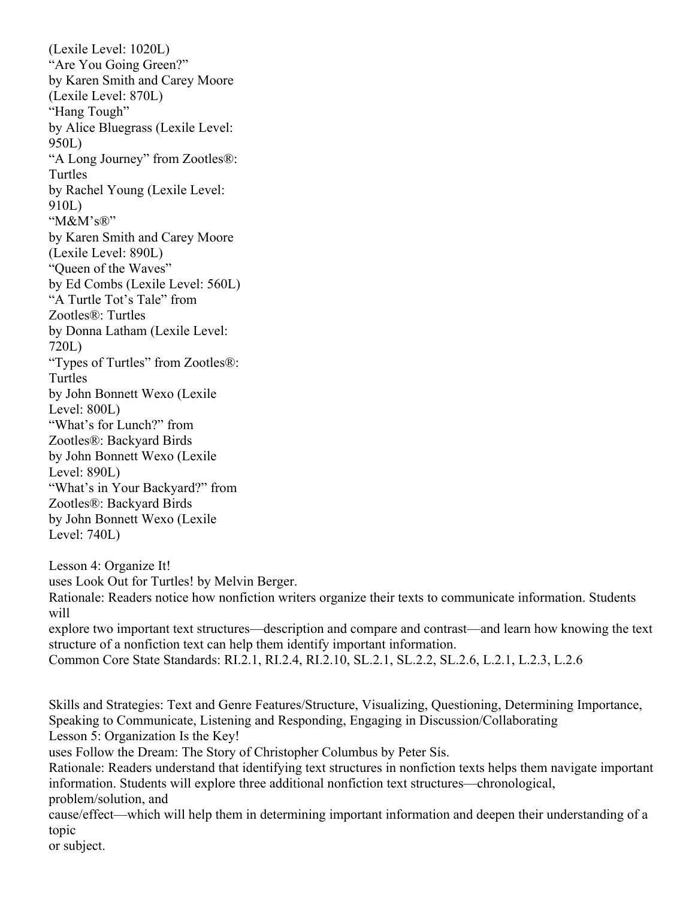(Lexile Level: 1020L)
"Are You Going Green?"
by Karen Smith and Carey Moore
(Lexile Level: 870L)
"Hang Tough"
by Alice Bluegrass (Lexile Level: 950L)
"A Long Journey" from Zootles®: Turtles
by Rachel Young (Lexile Level: 910L)
"M&M's®"
by Karen Smith and Carey Moore
(Lexile Level: 890L)
"Queen of the Waves"
by Ed Combs (Lexile Level: 560L)
"A Turtle Tot's Tale" from Zootles®: Turtles
by Donna Latham (Lexile Level: 720L)
"Types of Turtles" from Zootles®: Turtles
by John Bonnett Wexo (Lexile Level: 800L)
"What's for Lunch?" from Zootles®: Backyard Birds
by John Bonnett Wexo (Lexile Level: 890L)
"What's in Your Backyard?" from Zootles®: Backyard Birds
by John Bonnett Wexo (Lexile Level: 740L)

Lesson 4: Organize It!
uses Look Out for Turtles! by Melvin Berger.
Rationale: Readers notice how nonfiction writers organize their texts to communicate information. Students will explore two important text structures—description and compare and contrast—and learn how knowing the text structure of a nonfiction text can help them identify important information.
Common Core State Standards: RI.2.1, RI.2.4, RI.2.10, SL.2.1, SL.2.2, SL.2.6, L.2.1, L.2.3, L.2.6

Skills and Strategies: Text and Genre Features/Structure, Visualizing, Questioning, Determining Importance, Speaking to Communicate, Listening and Responding, Engaging in Discussion/Collaborating
Lesson 5: Organization Is the Key!
uses Follow the Dream: The Story of Christopher Columbus by Peter Sís.
Rationale: Readers understand that identifying text structures in nonfiction texts helps them navigate important information. Students will explore three additional nonfiction text structures—chronological, problem/solution, and cause/effect—which will help them in determining important information and deepen their understanding of a topic or subject.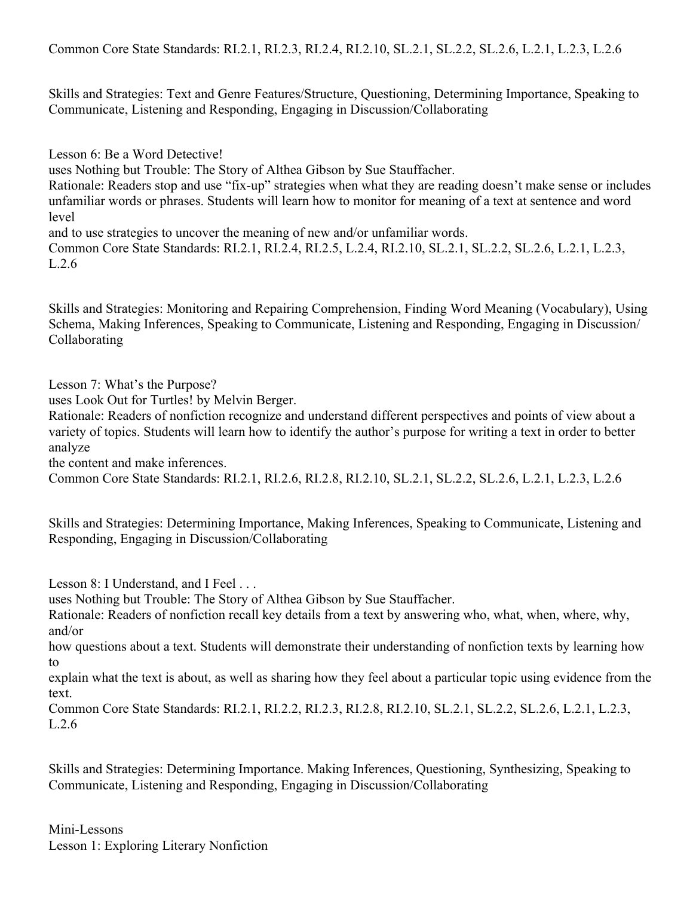Common Core State Standards: RI.2.1, RI.2.3, RI.2.4, RI.2.10, SL.2.1, SL.2.2, SL.2.6, L.2.1, L.2.3, L.2.6

Skills and Strategies: Text and Genre Features/Structure, Questioning, Determining Importance, Speaking to Communicate, Listening and Responding, Engaging in Discussion/Collaborating

Lesson 6: Be a Word Detective!
uses Nothing but Trouble: The Story of Althea Gibson by Sue Stauffacher.
Rationale: Readers stop and use "fix-up" strategies when what they are reading doesn't make sense or includes unfamiliar words or phrases. Students will learn how to monitor for meaning of a text at sentence and word level
and to use strategies to uncover the meaning of new and/or unfamiliar words.
Common Core State Standards: RI.2.1, RI.2.4, RI.2.5, L.2.4, RI.2.10, SL.2.1, SL.2.2, SL.2.6, L.2.1, L.2.3, L.2.6

Skills and Strategies: Monitoring and Repairing Comprehension, Finding Word Meaning (Vocabulary), Using Schema, Making Inferences, Speaking to Communicate, Listening and Responding, Engaging in Discussion/ Collaborating

Lesson 7: What's the Purpose?
uses Look Out for Turtles! by Melvin Berger.
Rationale: Readers of nonfiction recognize and understand different perspectives and points of view about a variety of topics. Students will learn how to identify the author's purpose for writing a text in order to better analyze
the content and make inferences.
Common Core State Standards: RI.2.1, RI.2.6, RI.2.8, RI.2.10, SL.2.1, SL.2.2, SL.2.6, L.2.1, L.2.3, L.2.6

Skills and Strategies: Determining Importance, Making Inferences, Speaking to Communicate, Listening and Responding, Engaging in Discussion/Collaborating

Lesson 8: I Understand, and I Feel . . .
uses Nothing but Trouble: The Story of Althea Gibson by Sue Stauffacher.
Rationale: Readers of nonfiction recall key details from a text by answering who, what, when, where, why, and/or
how questions about a text. Students will demonstrate their understanding of nonfiction texts by learning how to
explain what the text is about, as well as sharing how they feel about a particular topic using evidence from the text.
Common Core State Standards: RI.2.1, RI.2.2, RI.2.3, RI.2.8, RI.2.10, SL.2.1, SL.2.2, SL.2.6, L.2.1, L.2.3, L.2.6

Skills and Strategies: Determining Importance. Making Inferences, Questioning, Synthesizing, Speaking to Communicate, Listening and Responding, Engaging in Discussion/Collaborating

Mini-Lessons
Lesson 1: Exploring Literary Nonfiction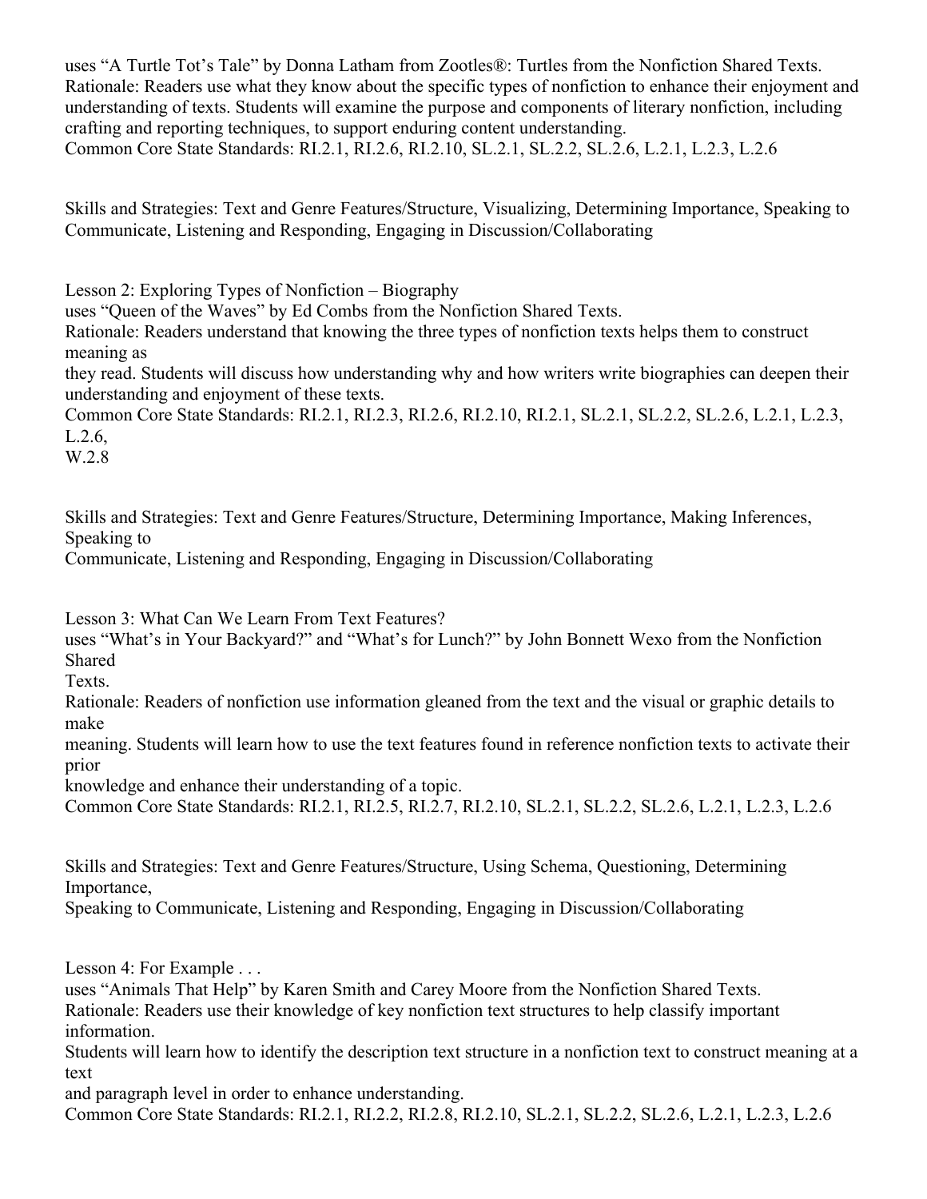uses “A Turtle Tot’s Tale” by Donna Latham from Zootles®: Turtles from the Nonfiction Shared Texts.
Rationale: Readers use what they know about the specific types of nonfiction to enhance their enjoyment and understanding of texts. Students will examine the purpose and components of literary nonfiction, including crafting and reporting techniques, to support enduring content understanding.
Common Core State Standards: RI.2.1, RI.2.6, RI.2.10, SL.2.1, SL.2.2, SL.2.6, L.2.1, L.2.3, L.2.6

Skills and Strategies: Text and Genre Features/Structure, Visualizing, Determining Importance, Speaking to Communicate, Listening and Responding, Engaging in Discussion/Collaborating

Lesson 2: Exploring Types of Nonfiction – Biography
uses “Queen of the Waves” by Ed Combs from the Nonfiction Shared Texts.
Rationale: Readers understand that knowing the three types of nonfiction texts helps them to construct meaning as they read. Students will discuss how understanding why and how writers write biographies can deepen their understanding and enjoyment of these texts.
Common Core State Standards: RI.2.1, RI.2.3, RI.2.6, RI.2.10, RI.2.1, SL.2.1, SL.2.2, SL.2.6, L.2.1, L.2.3, L.2.6, W.2.8

Skills and Strategies: Text and Genre Features/Structure, Determining Importance, Making Inferences, Speaking to Communicate, Listening and Responding, Engaging in Discussion/Collaborating

Lesson 3: What Can We Learn From Text Features?
uses “What’s in Your Backyard?” and “What’s for Lunch?” by John Bonnett Wexo from the Nonfiction Shared Texts.
Rationale: Readers of nonfiction use information gleaned from the text and the visual or graphic details to make meaning. Students will learn how to use the text features found in reference nonfiction texts to activate their prior knowledge and enhance their understanding of a topic.
Common Core State Standards: RI.2.1, RI.2.5, RI.2.7, RI.2.10, SL.2.1, SL.2.2, SL.2.6, L.2.1, L.2.3, L.2.6

Skills and Strategies: Text and Genre Features/Structure, Using Schema, Questioning, Determining Importance, Speaking to Communicate, Listening and Responding, Engaging in Discussion/Collaborating

Lesson 4: For Example . . .
uses “Animals That Help” by Karen Smith and Carey Moore from the Nonfiction Shared Texts.
Rationale: Readers use their knowledge of key nonfiction text structures to help classify important information. Students will learn how to identify the description text structure in a nonfiction text to construct meaning at a text and paragraph level in order to enhance understanding.
Common Core State Standards: RI.2.1, RI.2.2, RI.2.8, RI.2.10, SL.2.1, SL.2.2, SL.2.6, L.2.1, L.2.3, L.2.6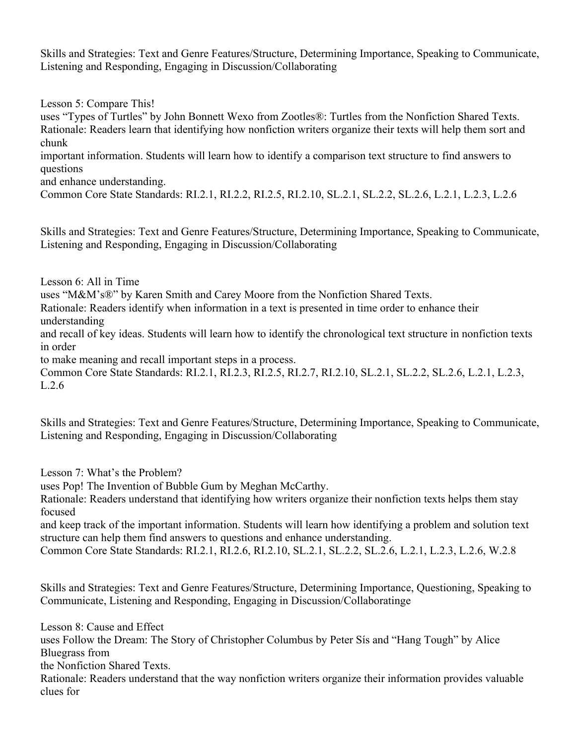Skills and Strategies: Text and Genre Features/Structure, Determining Importance, Speaking to Communicate, Listening and Responding, Engaging in Discussion/Collaborating

Lesson 5: Compare This!
uses "Types of Turtles" by John Bonnett Wexo from Zootles®: Turtles from the Nonfiction Shared Texts.
Rationale: Readers learn that identifying how nonfiction writers organize their texts will help them sort and chunk
important information. Students will learn how to identify a comparison text structure to find answers to questions
and enhance understanding.
Common Core State Standards: RI.2.1, RI.2.2, RI.2.5, RI.2.10, SL.2.1, SL.2.2, SL.2.6, L.2.1, L.2.3, L.2.6

Skills and Strategies: Text and Genre Features/Structure, Determining Importance, Speaking to Communicate, Listening and Responding, Engaging in Discussion/Collaborating

Lesson 6: All in Time
uses "M&M's®" by Karen Smith and Carey Moore from the Nonfiction Shared Texts.
Rationale: Readers identify when information in a text is presented in time order to enhance their understanding
and recall of key ideas. Students will learn how to identify the chronological text structure in nonfiction texts in order
to make meaning and recall important steps in a process.
Common Core State Standards: RI.2.1, RI.2.3, RI.2.5, RI.2.7, RI.2.10, SL.2.1, SL.2.2, SL.2.6, L.2.1, L.2.3, L.2.6

Skills and Strategies: Text and Genre Features/Structure, Determining Importance, Speaking to Communicate, Listening and Responding, Engaging in Discussion/Collaborating

Lesson 7: What's the Problem?
uses Pop! The Invention of Bubble Gum by Meghan McCarthy.
Rationale: Readers understand that identifying how writers organize their nonfiction texts helps them stay focused
and keep track of the important information. Students will learn how identifying a problem and solution text structure can help them find answers to questions and enhance understanding.
Common Core State Standards: RI.2.1, RI.2.6, RI.2.10, SL.2.1, SL.2.2, SL.2.6, L.2.1, L.2.3, L.2.6, W.2.8

Skills and Strategies: Text and Genre Features/Structure, Determining Importance, Questioning, Speaking to Communicate, Listening and Responding, Engaging in Discussion/Collaboratinge

Lesson 8: Cause and Effect
uses Follow the Dream: The Story of Christopher Columbus by Peter Sís and "Hang Tough" by Alice Bluegrass from
the Nonfiction Shared Texts.
Rationale: Readers understand that the way nonfiction writers organize their information provides valuable clues for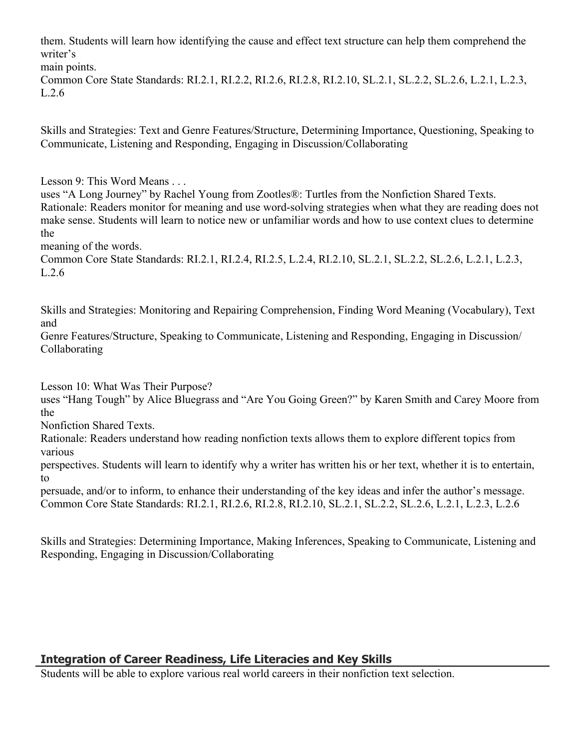them. Students will learn how identifying the cause and effect text structure can help them comprehend the writer's main points.
Common Core State Standards: RI.2.1, RI.2.2, RI.2.6, RI.2.8, RI.2.10, SL.2.1, SL.2.2, SL.2.6, L.2.1, L.2.3, L.2.6

Skills and Strategies: Text and Genre Features/Structure, Determining Importance, Questioning, Speaking to Communicate, Listening and Responding, Engaging in Discussion/Collaborating

Lesson 9: This Word Means . . .
uses "A Long Journey" by Rachel Young from Zootles®: Turtles from the Nonfiction Shared Texts.
Rationale: Readers monitor for meaning and use word-solving strategies when what they are reading does not make sense. Students will learn to notice new or unfamiliar words and how to use context clues to determine the meaning of the words.
Common Core State Standards: RI.2.1, RI.2.4, RI.2.5, L.2.4, RI.2.10, SL.2.1, SL.2.2, SL.2.6, L.2.1, L.2.3, L.2.6

Skills and Strategies: Monitoring and Repairing Comprehension, Finding Word Meaning (Vocabulary), Text and Genre Features/Structure, Speaking to Communicate, Listening and Responding, Engaging in Discussion/Collaborating

Lesson 10: What Was Their Purpose?
uses "Hang Tough" by Alice Bluegrass and "Are You Going Green?" by Karen Smith and Carey Moore from the Nonfiction Shared Texts.
Rationale: Readers understand how reading nonfiction texts allows them to explore different topics from various perspectives. Students will learn to identify why a writer has written his or her text, whether it is to entertain, to persuade, and/or to inform, to enhance their understanding of the key ideas and infer the author's message.
Common Core State Standards: RI.2.1, RI.2.6, RI.2.8, RI.2.10, SL.2.1, SL.2.2, SL.2.6, L.2.1, L.2.3, L.2.6

Skills and Strategies: Determining Importance, Making Inferences, Speaking to Communicate, Listening and Responding, Engaging in Discussion/Collaborating

## Integration of Career Readiness, Life Literacies and Key Skills

Students will be able to explore various real world careers in their nonfiction text selection.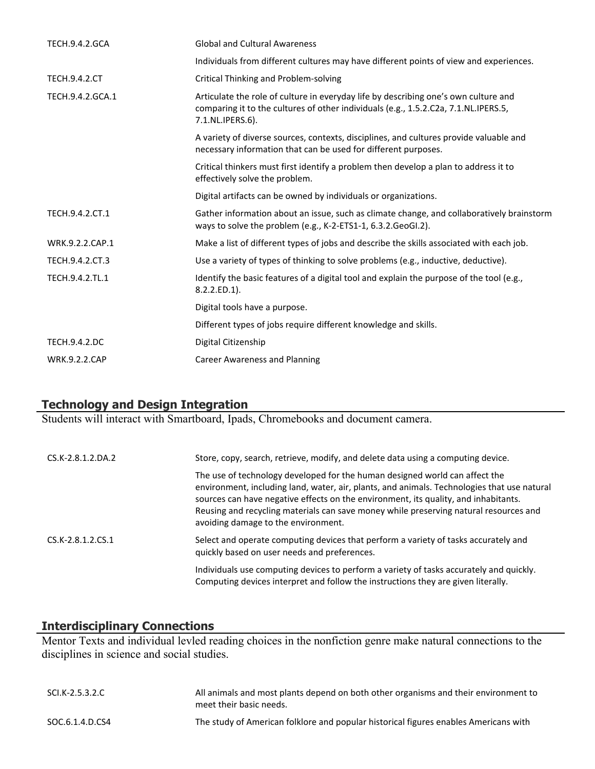| | |
|---|---|
| TECH.9.4.2.GCA | Global and Cultural Awareness |
| | Individuals from different cultures may have different points of view and experiences. |
| TECH.9.4.2.CT | Critical Thinking and Problem-solving |
| TECH.9.4.2.GCA.1 | Articulate the role of culture in everyday life by describing one's own culture and comparing it to the cultures of other individuals (e.g., 1.5.2.C2a, 7.1.NL.IPERS.5, 7.1.NL.IPERS.6). |
| | A variety of diverse sources, contexts, disciplines, and cultures provide valuable and necessary information that can be used for different purposes. |
| | Critical thinkers must first identify a problem then develop a plan to address it to effectively solve the problem. |
| | Digital artifacts can be owned by individuals or organizations. |
| TECH.9.4.2.CT.1 | Gather information about an issue, such as climate change, and collaboratively brainstorm ways to solve the problem (e.g., K-2-ETS1-1, 6.3.2.GeoGI.2). |
| WRK.9.2.2.CAP.1 | Make a list of different types of jobs and describe the skills associated with each job. |
| TECH.9.4.2.CT.3 | Use a variety of types of thinking to solve problems (e.g., inductive, deductive). |
| TECH.9.4.2.TL.1 | Identify the basic features of a digital tool and explain the purpose of the tool (e.g., 8.2.2.ED.1). |
| | Digital tools have a purpose. |
| | Different types of jobs require different knowledge and skills. |
| TECH.9.4.2.DC | Digital Citizenship |
| WRK.9.2.2.CAP | Career Awareness and Planning |

## Technology and Design Integration

Students will interact with Smartboard, Ipads, Chromebooks and document camera.

| | |
|---|---|
| CS.K-2.8.1.2.DA.2 | Store, copy, search, retrieve, modify, and delete data using a computing device. |
| | The use of technology developed for the human designed world can affect the environment, including land, water, air, plants, and animals. Technologies that use natural sources can have negative effects on the environment, its quality, and inhabitants. Reusing and recycling materials can save money while preserving natural resources and avoiding damage to the environment. |
| CS.K-2.8.1.2.CS.1 | Select and operate computing devices that perform a variety of tasks accurately and quickly based on user needs and preferences. |
| | Individuals use computing devices to perform a variety of tasks accurately and quickly. Computing devices interpret and follow the instructions they are given literally. |

## Interdisciplinary Connections

Mentor Texts and individual levled reading choices in the nonfiction genre make natural connections to the disciplines in science and social studies.

| | |
|---|---|
| SCI.K-2.5.3.2.C | All animals and most plants depend on both other organisms and their environment to meet their basic needs. |
| SOC.6.1.4.D.CS4 | The study of American folklore and popular historical figures enables Americans with |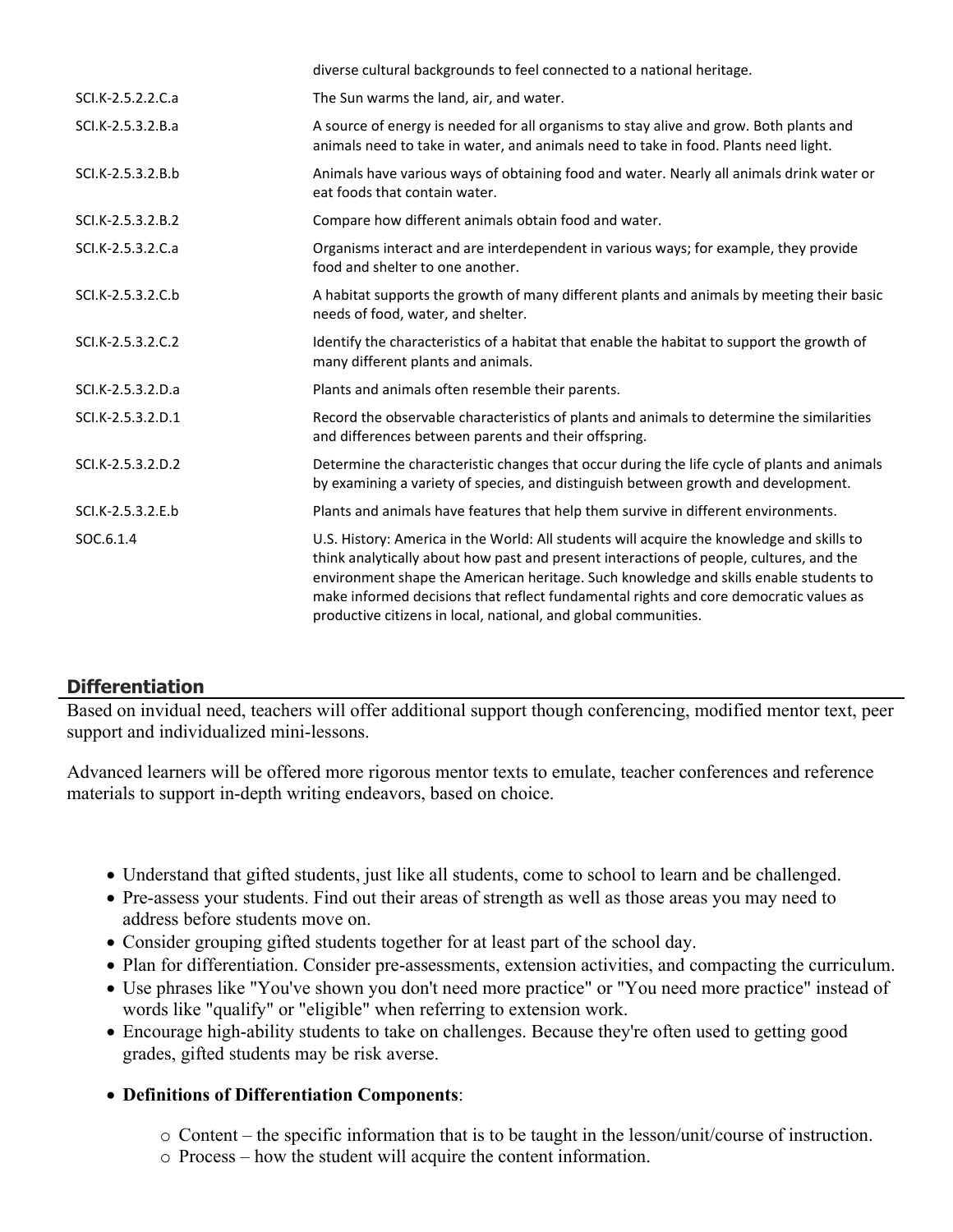| | |
|---|---|
| | diverse cultural backgrounds to feel connected to a national heritage. |
| SCI.K-2.5.2.2.C.a | The Sun warms the land, air, and water. |
| SCI.K-2.5.3.2.B.a | A source of energy is needed for all organisms to stay alive and grow. Both plants and animals need to take in water, and animals need to take in food. Plants need light. |
| SCI.K-2.5.3.2.B.b | Animals have various ways of obtaining food and water. Nearly all animals drink water or eat foods that contain water. |
| SCI.K-2.5.3.2.B.2 | Compare how different animals obtain food and water. |
| SCI.K-2.5.3.2.C.a | Organisms interact and are interdependent in various ways; for example, they provide food and shelter to one another. |
| SCI.K-2.5.3.2.C.b | A habitat supports the growth of many different plants and animals by meeting their basic needs of food, water, and shelter. |
| SCI.K-2.5.3.2.C.2 | Identify the characteristics of a habitat that enable the habitat to support the growth of many different plants and animals. |
| SCI.K-2.5.3.2.D.a | Plants and animals often resemble their parents. |
| SCI.K-2.5.3.2.D.1 | Record the observable characteristics of plants and animals to determine the similarities and differences between parents and their offspring. |
| SCI.K-2.5.3.2.D.2 | Determine the characteristic changes that occur during the life cycle of plants and animals by examining a variety of species, and distinguish between growth and development. |
| SCI.K-2.5.3.2.E.b | Plants and animals have features that help them survive in different environments. |
| SOC.6.1.4 | U.S. History: America in the World: All students will acquire the knowledge and skills to think analytically about how past and present interactions of people, cultures, and the environment shape the American heritage. Such knowledge and skills enable students to make informed decisions that reflect fundamental rights and core democratic values as productive citizens in local, national, and global communities. |

## Differentiation

Based on invidual need, teachers will offer additional support though conferencing, modified mentor text, peer support and individualized mini-lessons.

Advanced learners will be offered more rigorous mentor texts to emulate, teacher conferences and reference materials to support in-depth writing endeavors, based on choice.

- Understand that gifted students, just like all students, come to school to learn and be challenged.
- Pre-assess your students. Find out their areas of strength as well as those areas you may need to address before students move on.
- Consider grouping gifted students together for at least part of the school day.
- Plan for differentiation. Consider pre-assessments, extension activities, and compacting the curriculum.
- Use phrases like "You've shown you don't need more practice" or "You need more practice" instead of words like "qualify" or "eligible" when referring to extension work.
- Encourage high-ability students to take on challenges. Because they're often used to getting good grades, gifted students may be risk averse.
- **Definitions of Differentiation Components**:
  - Content – the specific information that is to be taught in the lesson/unit/course of instruction.
  - Process – how the student will acquire the content information.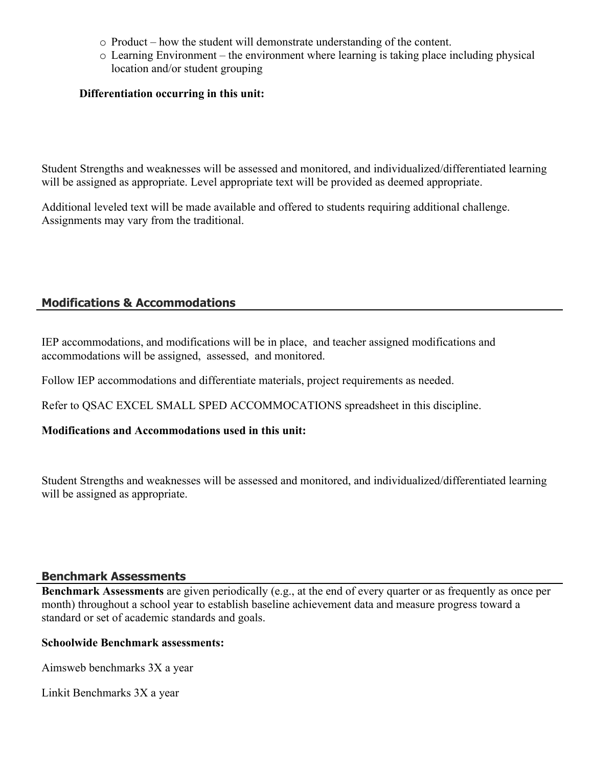- Product – how the student will demonstrate understanding of the content.
- Learning Environment – the environment where learning is taking place including physical location and/or student grouping

**Differentiation occurring in this unit:**

Student Strengths and weaknesses will be assessed and monitored, and individualized/differentiated learning will be assigned as appropriate. Level appropriate text will be provided as deemed appropriate.

Additional leveled text will be made available and offered to students requiring additional challenge. Assignments may vary from the traditional.

## Modifications & Accommodations

IEP accommodations, and modifications will be in place, and teacher assigned modifications and accommodations will be assigned, assessed, and monitored.

Follow IEP accommodations and differentiate materials, project requirements as needed.

Refer to QSAC EXCEL SMALL SPED ACCOMMOCATIONS spreadsheet in this discipline.

**Modifications and Accommodations used in this unit:**

Student Strengths and weaknesses will be assessed and monitored, and individualized/differentiated learning will be assigned as appropriate.

## Benchmark Assessments

**Benchmark Assessments** are given periodically (e.g., at the end of every quarter or as frequently as once per month) throughout a school year to establish baseline achievement data and measure progress toward a standard or set of academic standards and goals.

**Schoolwide Benchmark assessments:**

Aimsweb benchmarks 3X a year

Linkit Benchmarks 3X a year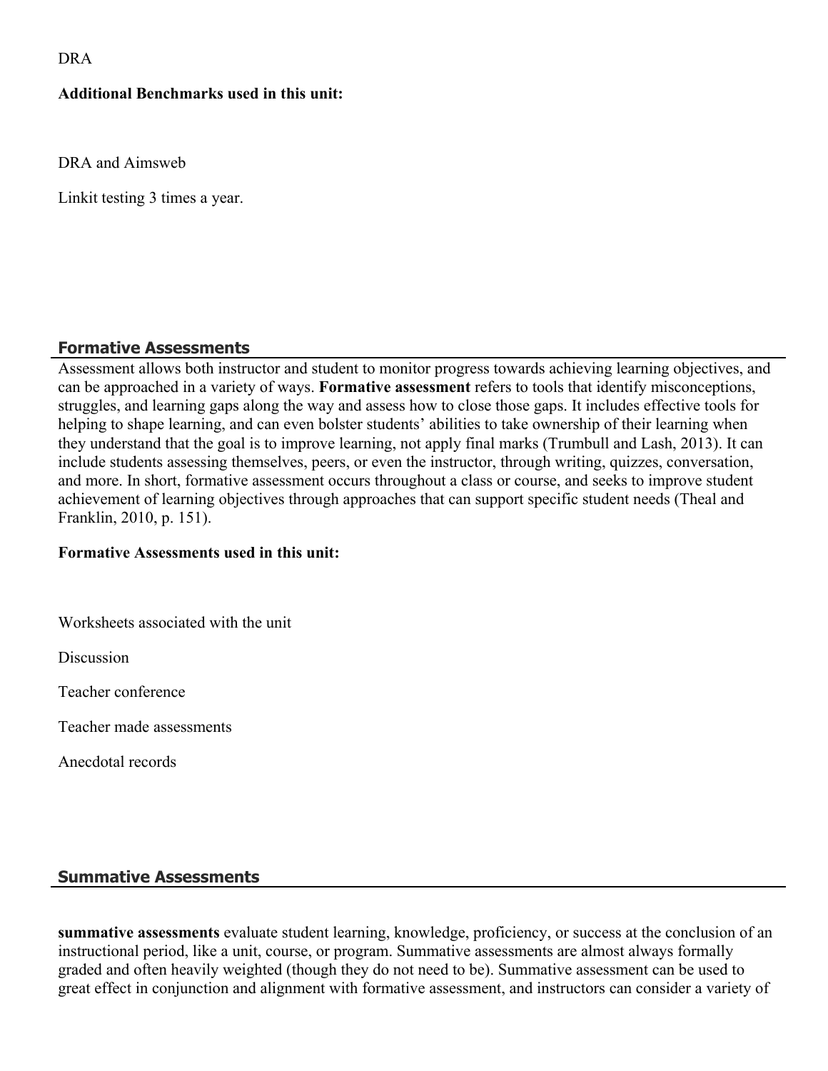DRA

**Additional Benchmarks used in this unit:**

DRA and Aimsweb

Linkit testing 3 times a year.

## Formative Assessments

Assessment allows both instructor and student to monitor progress towards achieving learning objectives, and can be approached in a variety of ways. **Formative assessment** refers to tools that identify misconceptions, struggles, and learning gaps along the way and assess how to close those gaps. It includes effective tools for helping to shape learning, and can even bolster students' abilities to take ownership of their learning when they understand that the goal is to improve learning, not apply final marks (Trumbull and Lash, 2013). It can include students assessing themselves, peers, or even the instructor, through writing, quizzes, conversation, and more. In short, formative assessment occurs throughout a class or course, and seeks to improve student achievement of learning objectives through approaches that can support specific student needs (Theal and Franklin, 2010, p. 151).

**Formative Assessments used in this unit:**

Worksheets associated with the unit

Discussion

Teacher conference

Teacher made assessments

Anecdotal records

## Summative Assessments

**summative assessments** evaluate student learning, knowledge, proficiency, or success at the conclusion of an instructional period, like a unit, course, or program. Summative assessments are almost always formally graded and often heavily weighted (though they do not need to be). Summative assessment can be used to great effect in conjunction and alignment with formative assessment, and instructors can consider a variety of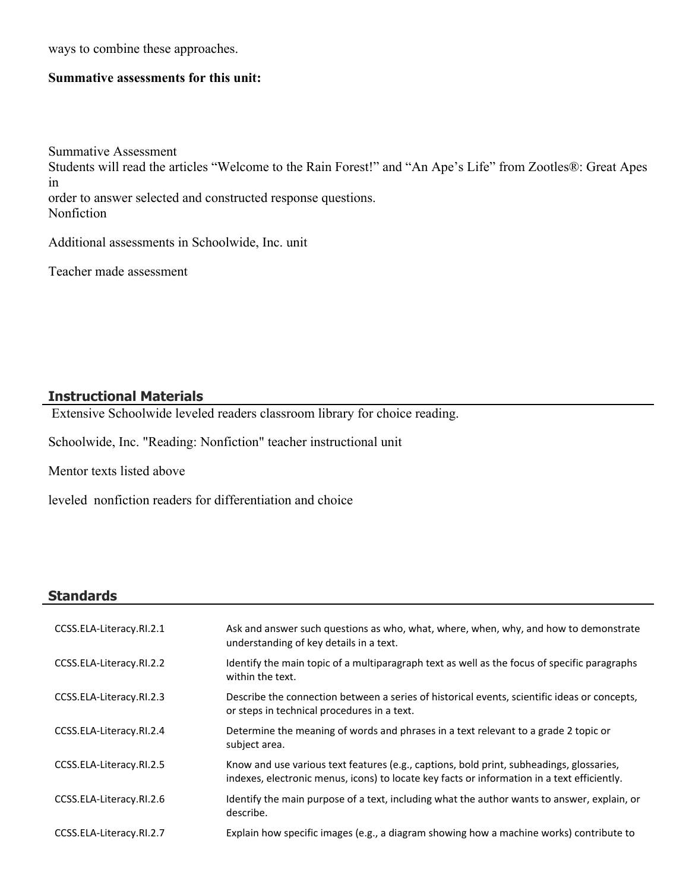ways to combine these approaches.

**Summative assessments for this unit:**

Summative Assessment
Students will read the articles "Welcome to the Rain Forest!" and "An Ape's Life" from Zootles®: Great Apes in
order to answer selected and constructed response questions.
Nonfiction

Additional assessments in Schoolwide, Inc. unit

Teacher made assessment

## Instructional Materials

Extensive Schoolwide leveled readers classroom library for choice reading.

Schoolwide, Inc. "Reading: Nonfiction" teacher instructional unit

Mentor texts listed above

leveled nonfiction readers for differentiation and choice

## Standards

| | |
|---|---|
| CCSS.ELA-Literacy.RI.2.1 | Ask and answer such questions as who, what, where, when, why, and how to demonstrate understanding of key details in a text. |
| CCSS.ELA-Literacy.RI.2.2 | Identify the main topic of a multiparagraph text as well as the focus of specific paragraphs within the text. |
| CCSS.ELA-Literacy.RI.2.3 | Describe the connection between a series of historical events, scientific ideas or concepts, or steps in technical procedures in a text. |
| CCSS.ELA-Literacy.RI.2.4 | Determine the meaning of words and phrases in a text relevant to a grade 2 topic or subject area. |
| CCSS.ELA-Literacy.RI.2.5 | Know and use various text features (e.g., captions, bold print, subheadings, glossaries, indexes, electronic menus, icons) to locate key facts or information in a text efficiently. |
| CCSS.ELA-Literacy.RI.2.6 | Identify the main purpose of a text, including what the author wants to answer, explain, or describe. |
| CCSS.ELA-Literacy.RI.2.7 | Explain how specific images (e.g., a diagram showing how a machine works) contribute to |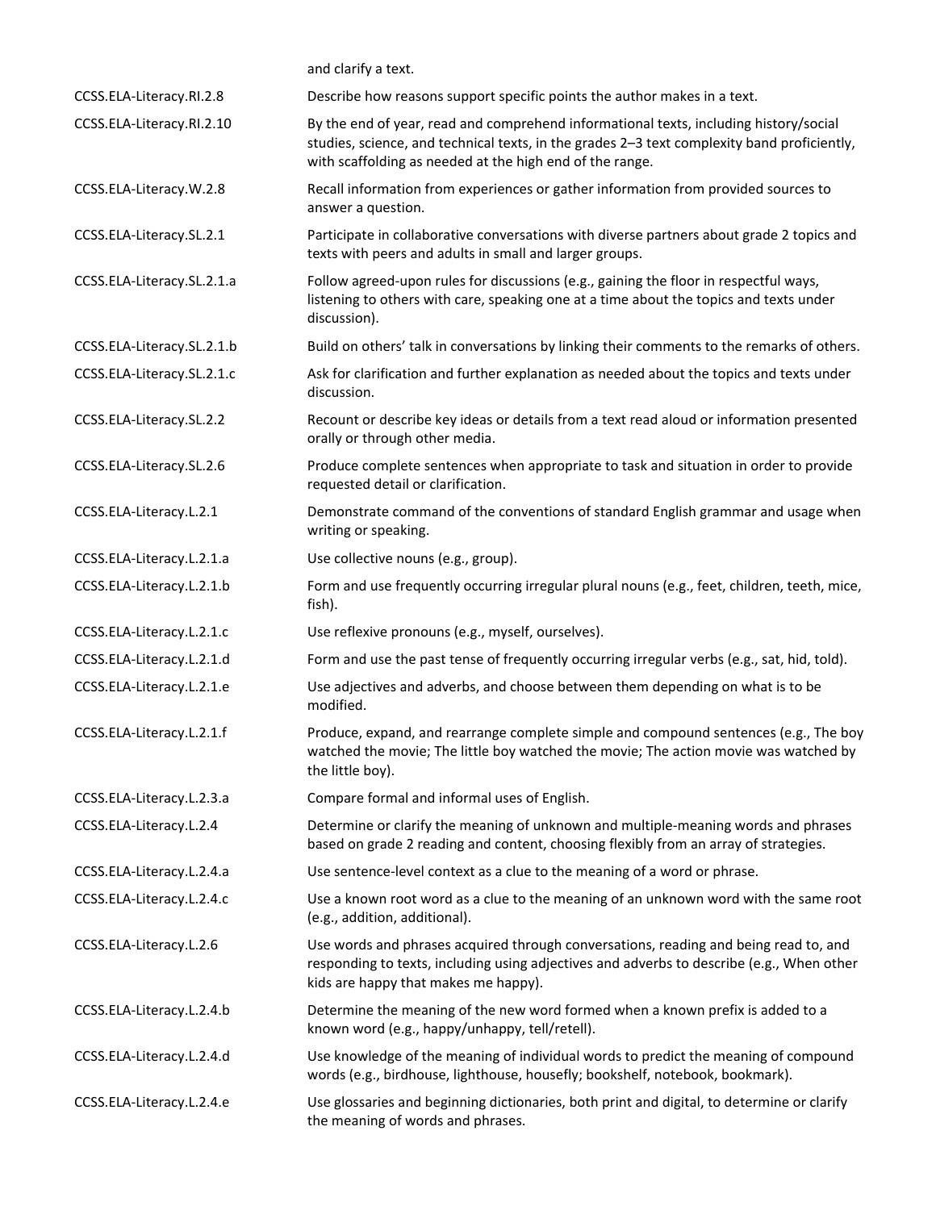| | |
| --- | --- |
| | and clarify a text. |
| CCSS.ELA-Literacy.RI.2.8 | Describe how reasons support specific points the author makes in a text. |
| CCSS.ELA-Literacy.RI.2.10 | By the end of year, read and comprehend informational texts, including history/social studies, science, and technical texts, in the grades 2–3 text complexity band proficiently, with scaffolding as needed at the high end of the range. |
| CCSS.ELA-Literacy.W.2.8 | Recall information from experiences or gather information from provided sources to answer a question. |
| CCSS.ELA-Literacy.SL.2.1 | Participate in collaborative conversations with diverse partners about grade 2 topics and texts with peers and adults in small and larger groups. |
| CCSS.ELA-Literacy.SL.2.1.a | Follow agreed-upon rules for discussions (e.g., gaining the floor in respectful ways, listening to others with care, speaking one at a time about the topics and texts under discussion). |
| CCSS.ELA-Literacy.SL.2.1.b | Build on others' talk in conversations by linking their comments to the remarks of others. |
| CCSS.ELA-Literacy.SL.2.1.c | Ask for clarification and further explanation as needed about the topics and texts under discussion. |
| CCSS.ELA-Literacy.SL.2.2 | Recount or describe key ideas or details from a text read aloud or information presented orally or through other media. |
| CCSS.ELA-Literacy.SL.2.6 | Produce complete sentences when appropriate to task and situation in order to provide requested detail or clarification. |
| CCSS.ELA-Literacy.L.2.1 | Demonstrate command of the conventions of standard English grammar and usage when writing or speaking. |
| CCSS.ELA-Literacy.L.2.1.a | Use collective nouns (e.g., group). |
| CCSS.ELA-Literacy.L.2.1.b | Form and use frequently occurring irregular plural nouns (e.g., feet, children, teeth, mice, fish). |
| CCSS.ELA-Literacy.L.2.1.c | Use reflexive pronouns (e.g., myself, ourselves). |
| CCSS.ELA-Literacy.L.2.1.d | Form and use the past tense of frequently occurring irregular verbs (e.g., sat, hid, told). |
| CCSS.ELA-Literacy.L.2.1.e | Use adjectives and adverbs, and choose between them depending on what is to be modified. |
| CCSS.ELA-Literacy.L.2.1.f | Produce, expand, and rearrange complete simple and compound sentences (e.g., The boy watched the movie; The little boy watched the movie; The action movie was watched by the little boy). |
| CCSS.ELA-Literacy.L.2.3.a | Compare formal and informal uses of English. |
| CCSS.ELA-Literacy.L.2.4 | Determine or clarify the meaning of unknown and multiple-meaning words and phrases based on grade 2 reading and content, choosing flexibly from an array of strategies. |
| CCSS.ELA-Literacy.L.2.4.a | Use sentence-level context as a clue to the meaning of a word or phrase. |
| CCSS.ELA-Literacy.L.2.4.c | Use a known root word as a clue to the meaning of an unknown word with the same root (e.g., addition, additional). |
| CCSS.ELA-Literacy.L.2.6 | Use words and phrases acquired through conversations, reading and being read to, and responding to texts, including using adjectives and adverbs to describe (e.g., When other kids are happy that makes me happy). |
| CCSS.ELA-Literacy.L.2.4.b | Determine the meaning of the new word formed when a known prefix is added to a known word (e.g., happy/unhappy, tell/retell). |
| CCSS.ELA-Literacy.L.2.4.d | Use knowledge of the meaning of individual words to predict the meaning of compound words (e.g., birdhouse, lighthouse, housefly; bookshelf, notebook, bookmark). |
| CCSS.ELA-Literacy.L.2.4.e | Use glossaries and beginning dictionaries, both print and digital, to determine or clarify the meaning of words and phrases. |